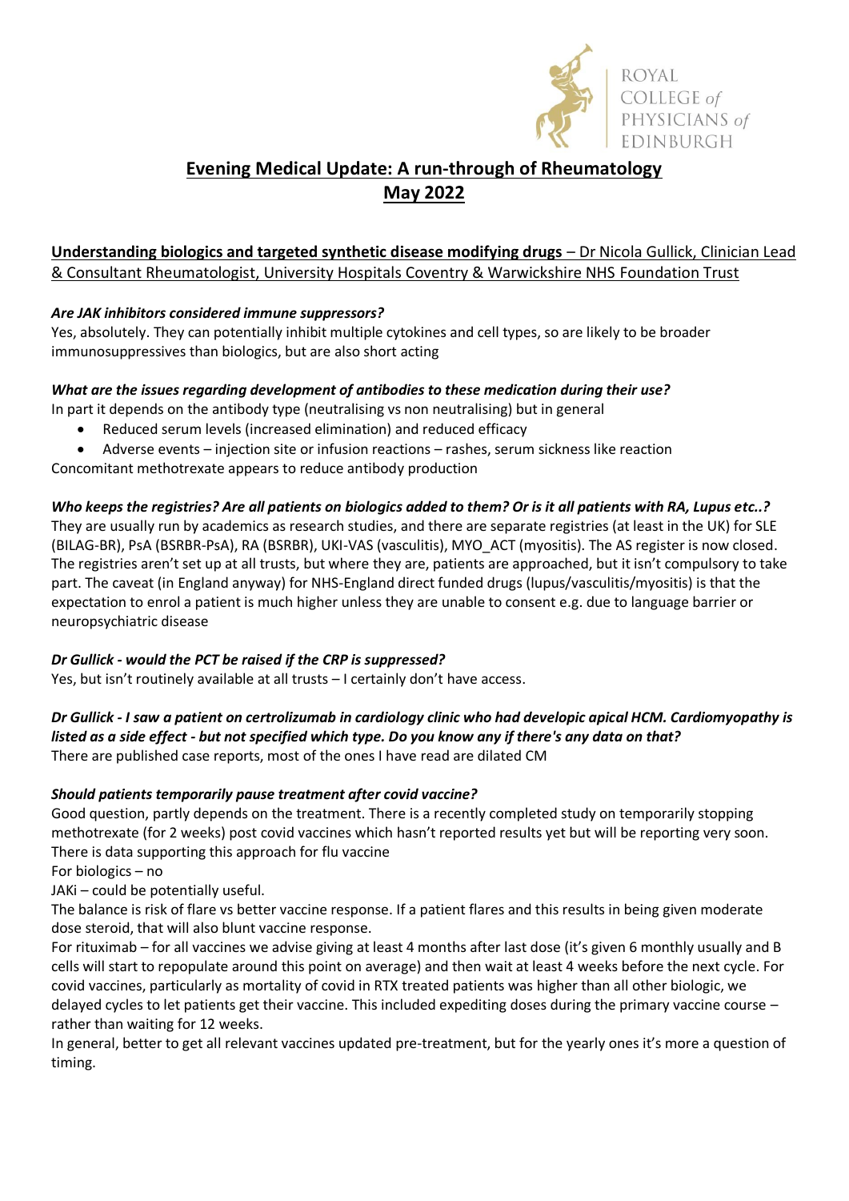ROYAL COLLEGE of PHYSICIANS of EDINBURGH

# Evening Medical Update: A run-through of Rheumatology
## May 2022

**Understanding biologics and targeted synthetic disease modifying drugs** – Dr Nicola Gullick, Clinician Lead & Consultant Rheumatologist, University Hospitals Coventry & Warwickshire NHS Foundation Trust

***Are JAK inhibitors considered immune suppressors?***

Yes, absolutely. They can potentially inhibit multiple cytokines and cell types, so are likely to be broader immunosuppressives than biologics, but are also short acting

***What are the issues regarding development of antibodies to these medication during their use?***

In part it depends on the antibody type (neutralising vs non neutralising) but in general

- Reduced serum levels (increased elimination) and reduced efficacy
- Adverse events – injection site or infusion reactions – rashes, serum sickness like reaction

Concomitant methotrexate appears to reduce antibody production

***Who keeps the registries? Are all patients on biologics added to them? Or is it all patients with RA, Lupus etc..?***

They are usually run by academics as research studies, and there are separate registries (at least in the UK) for SLE (BILAG-BR), PsA (BSRBR-PsA), RA (BSRBR), UKI-VAS (vasculitis), MYO_ACT (myositis). The AS register is now closed. The registries aren't set up at all trusts, but where they are, patients are approached, but it isn't compulsory to take part. The caveat (in England anyway) for NHS-England direct funded drugs (lupus/vasculitis/myositis) is that the expectation to enrol a patient is much higher unless they are unable to consent e.g. due to language barrier or neuropsychiatric disease

***Dr Gullick - would the PCT be raised if the CRP is suppressed?***

Yes, but isn't routinely available at all trusts – I certainly don't have access.

***Dr Gullick - I saw a patient on certrolizumab in cardiology clinic who had developic apical HCM. Cardiomyopathy is listed as a side effect - but not specified which type. Do you know any if there's any data on that?***

There are published case reports, most of the ones I have read are dilated CM

***Should patients temporarily pause treatment after covid vaccine?***

Good question, partly depends on the treatment. There is a recently completed study on temporarily stopping methotrexate (for 2 weeks) post covid vaccines which hasn't reported results yet but will be reporting very soon. There is data supporting this approach for flu vaccine

For biologics – no

JAKi – could be potentially useful.

The balance is risk of flare vs better vaccine response. If a patient flares and this results in being given moderate dose steroid, that will also blunt vaccine response.

For rituximab – for all vaccines we advise giving at least 4 months after last dose (it's given 6 monthly usually and B cells will start to repopulate around this point on average) and then wait at least 4 weeks before the next cycle. For covid vaccines, particularly as mortality of covid in RTX treated patients was higher than all other biologic, we delayed cycles to let patients get their vaccine. This included expediting doses during the primary vaccine course – rather than waiting for 12 weeks.

In general, better to get all relevant vaccines updated pre-treatment, but for the yearly ones it's more a question of timing.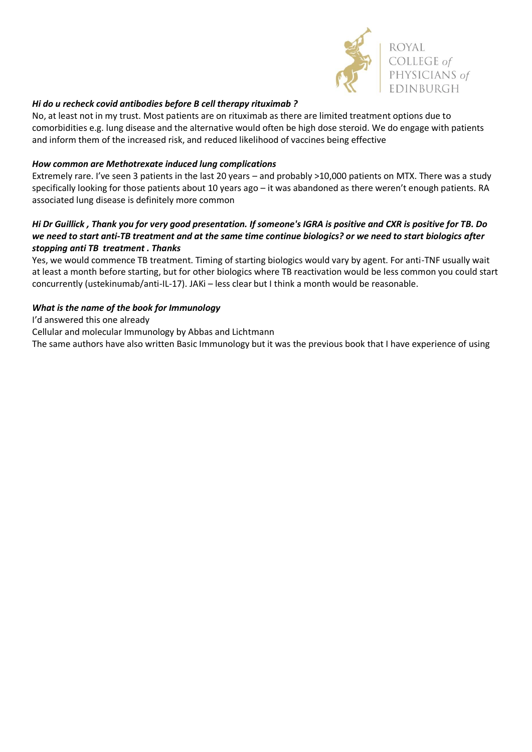***Hi do u recheck covid antibodies before B cell therapy rituximab ?***

No, at least not in my trust. Most patients are on rituximab as there are limited treatment options due to comorbidities e.g. lung disease and the alternative would often be high dose steroid. We do engage with patients and inform them of the increased risk, and reduced likelihood of vaccines being effective

***How common are Methotrexate induced lung complications***

Extremely rare. I've seen 3 patients in the last 20 years – and probably >10,000 patients on MTX. There was a study specifically looking for those patients about 10 years ago – it was abandoned as there weren't enough patients. RA associated lung disease is definitely more common

***Hi Dr Guillick , Thank you for very good presentation. If someone's IGRA is positive and CXR is positive for TB. Do we need to start anti-TB treatment and at the same time continue biologics? or we need to start biologics after stopping anti TB treatment . Thanks***

Yes, we would commence TB treatment. Timing of starting biologics would vary by agent. For anti-TNF usually wait at least a month before starting, but for other biologics where TB reactivation would be less common you could start concurrently (ustekinumab/anti-IL-17). JAKi – less clear but I think a month would be reasonable.

***What is the name of the book for Immunology***

I'd answered this one already

Cellular and molecular Immunology by Abbas and Lichtmann

The same authors have also written Basic Immunology but it was the previous book that I have experience of using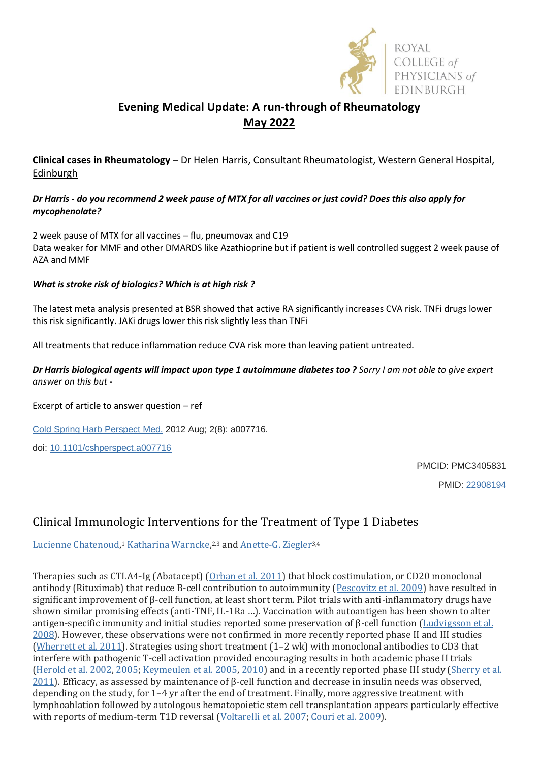# Evening Medical Update: A run-through of Rheumatology

## May 2022

**Clinical cases in Rheumatology** – Dr Helen Harris, Consultant Rheumatologist, Western General Hospital, Edinburgh

***Dr Harris - do you recommend 2 week pause of MTX for all vaccines or just covid? Does this also apply for mycophenolate?***

2 week pause of MTX for all vaccines – flu, pneumovax and C19
Data weaker for MMF and other DMARDS like Azathioprine but if patient is well controlled suggest 2 week pause of AZA and MMF

***What is stroke risk of biologics? Which is at high risk ?***

The latest meta analysis presented at BSR showed that active RA significantly increases CVA risk. TNFi drugs lower this risk significantly. JAKi drugs lower this risk slightly less than TNFi

All treatments that reduce inflammation reduce CVA risk more than leaving patient untreated.

***Dr Harris biological agents will impact upon type 1 autoimmune diabetes too ?*** *Sorry I am not able to give expert answer on this but -*

Excerpt of article to answer question – ref

Cold Spring Harb Perspect Med. 2012 Aug; 2(8): a007716.

doi: 10.1101/cshperspect.a007716

PMCID: PMC3405831

PMID: 22908194

## Clinical Immunologic Interventions for the Treatment of Type 1 Diabetes

Lucienne Chatenoud,[1] Katharina Warncke,[2,3] and Anette-G. Ziegler[3,4]

Therapies such as CTLA4-Ig (Abatacept) (Orban et al. 2011) that block costimulation, or CD20 monoclonal antibody (Rituximab) that reduce B-cell contribution to autoimmunity (Pescovitz et al. 2009) have resulted in significant improvement of β-cell function, at least short term. Pilot trials with anti-inflammatory drugs have shown similar promising effects (anti-TNF, IL-1Ra …). Vaccination with autoantigen has been shown to alter antigen-specific immunity and initial studies reported some preservation of β-cell function (Ludvigsson et al. 2008). However, these observations were not confirmed in more recently reported phase II and III studies (Wherrett et al. 2011). Strategies using short treatment (1–2 wk) with monoclonal antibodies to CD3 that interfere with pathogenic T-cell activation provided encouraging results in both academic phase II trials (Herold et al. 2002, 2005; Keymeulen et al. 2005, 2010) and in a recently reported phase III study (Sherry et al. 2011). Efficacy, as assessed by maintenance of β-cell function and decrease in insulin needs was observed, depending on the study, for 1–4 yr after the end of treatment. Finally, more aggressive treatment with lymphoablation followed by autologous hematopoietic stem cell transplantation appears particularly effective with reports of medium-term T1D reversal (Voltarelli et al. 2007; Couri et al. 2009).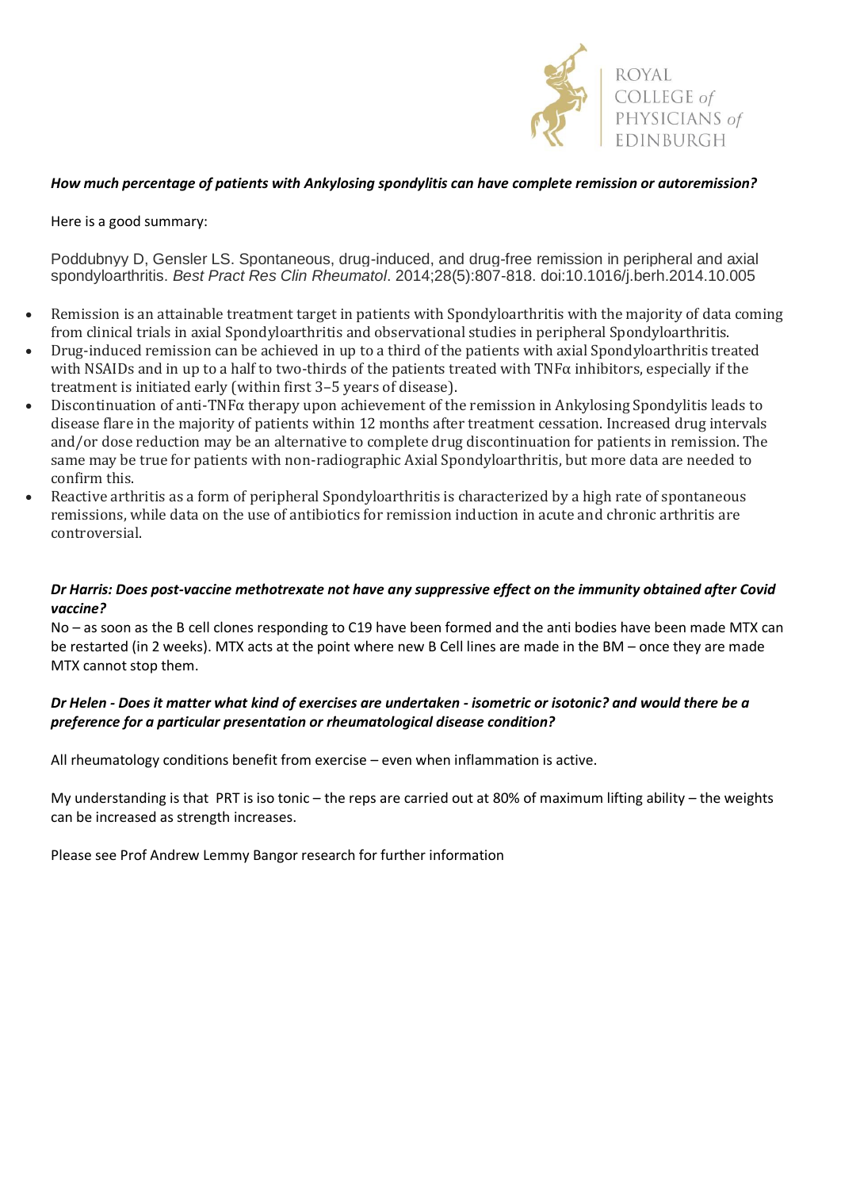*How much percentage of patients with Ankylosing spondylitis can have complete remission or autoremission?*

Here is a good summary:

Poddubnyy D, Gensler LS. Spontaneous, drug-induced, and drug-free remission in peripheral and axial spondyloarthritis. *Best Pract Res Clin Rheumatol*. 2014;28(5):807-818. doi:10.1016/j.berh.2014.10.005

- Remission is an attainable treatment target in patients with Spondyloarthritis with the majority of data coming from clinical trials in axial Spondyloarthritis and observational studies in peripheral Spondyloarthritis.
- Drug-induced remission can be achieved in up to a third of the patients with axial Spondyloarthritis treated with NSAIDs and in up to a half to two-thirds of the patients treated with TNFα inhibitors, especially if the treatment is initiated early (within first 3–5 years of disease).
- Discontinuation of anti-TNFα therapy upon achievement of the remission in Ankylosing Spondylitis leads to disease flare in the majority of patients within 12 months after treatment cessation. Increased drug intervals and/or dose reduction may be an alternative to complete drug discontinuation for patients in remission. The same may be true for patients with non-radiographic Axial Spondyloarthritis, but more data are needed to confirm this.
- Reactive arthritis as a form of peripheral Spondyloarthritis is characterized by a high rate of spontaneous remissions, while data on the use of antibiotics for remission induction in acute and chronic arthritis are controversial.

***Dr Harris: Does post-vaccine methotrexate not have any suppressive effect on the immunity obtained after Covid vaccine?***

No – as soon as the B cell clones responding to C19 have been formed and the anti bodies have been made MTX can be restarted (in 2 weeks). MTX acts at the point where new B Cell lines are made in the BM – once they are made MTX cannot stop them.

***Dr Helen - Does it matter what kind of exercises are undertaken - isometric or isotonic? and would there be a preference for a particular presentation or rheumatological disease condition?***

All rheumatology conditions benefit from exercise – even when inflammation is active.

My understanding is that PRT is iso tonic – the reps are carried out at 80% of maximum lifting ability – the weights can be increased as strength increases.

Please see Prof Andrew Lemmy Bangor research for further information